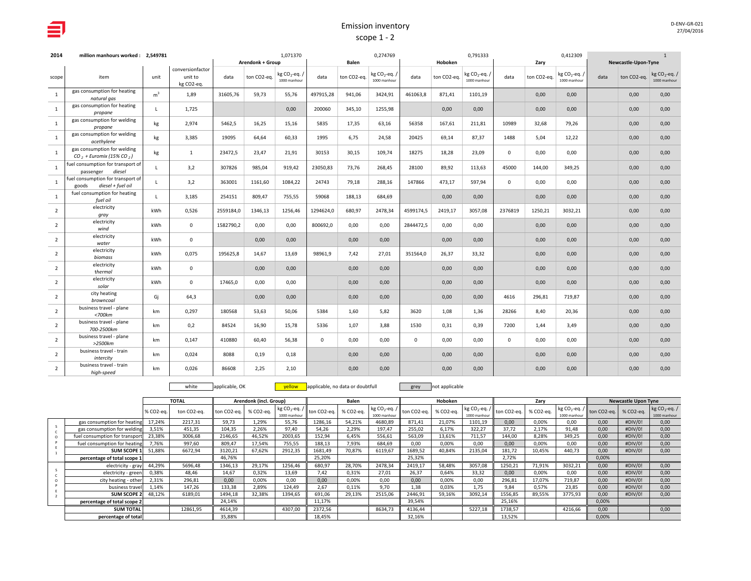# Emission inventory

## scope 1 - 2

D-ENV-GR-021
27/04/2016

| 2014 | million manhours worked : 2,549781 | | | 1,071370 | | | 0,274769 | | | 0,791333 | | | 0,412309 | | | 1 | | |
|---|---|---|---|---|---|---|---|---|---|---|---|---|---|---|---|---|---|---|
| | | | | Arendonk + Group | | | Balen | | | Hoboken | | | Zary | | | Newcastle-Upon-Tyne | | |
| scope | item | unit | conversionfactor unit to kg CO2-eq. | data | ton CO2-eq. | kg $CO_2$-eq. / 1000 manhour | data | ton CO2-eq. | kg $CO_2$-eq. / 1000 manhour | data | ton CO2-eq. | kg $CO_2$-eq. / 1000 manhour | data | ton CO2-eq. | kg $CO_2$-eq. / 1000 manhour | data | ton CO2-eq. | kg $CO_2$-eq. / 1000 manhour |
| 1 | gas consumption for heating *natural gas* | $m^3$ | 1,89 | 31605,76 | 59,73 | 55,76 | 497915,28 | 941,06 | 3424,91 | 461063,8 | 871,41 | 1101,19 | | 0,00 | 0,00 | | 0,00 | 0,00 |
| 1 | gas consumption for heating *propane* | L | 1,725 | | | 0,00 | 200060 | 345,10 | 1255,98 | | 0,00 | 0,00 | | 0,00 | 0,00 | | 0,00 | 0,00 |
| 1 | gas consumption for welding *propane* | kg | 2,974 | 5462,5 | 16,25 | 15,16 | 5835 | 17,35 | 63,16 | 56358 | 167,61 | 211,81 | 10989 | 32,68 | 79,26 | | 0,00 | 0,00 |
| 1 | gas consumption for welding *acethylene* | kg | 3,385 | 19095 | 64,64 | 60,33 | 1995 | 6,75 | 24,58 | 20425 | 69,14 | 87,37 | 1488 | 5,04 | 12,22 | | 0,00 | 0,00 |
| 1 | gas consumption for welding *$CO_2$ + Euromix (15% $CO_2$)* | kg | 1 | 23472,5 | 23,47 | 21,91 | 30153 | 30,15 | 109,74 | 18275 | 18,28 | 23,09 | 0 | 0,00 | 0,00 | | 0,00 | 0,00 |
| 1 | fuel consumption for transport of passenger *diesel* | L | 3,2 | 307826 | 985,04 | 919,42 | 23050,83 | 73,76 | 268,45 | 28100 | 89,92 | 113,63 | 45000 | 144,00 | 349,25 | | 0,00 | 0,00 |
| 1 | fuel consumption for transport of goods *diesel + fuel oil* | L | 3,2 | 363001 | 1161,60 | 1084,22 | 24743 | 79,18 | 288,16 | 147866 | 473,17 | 597,94 | 0 | 0,00 | 0,00 | | 0,00 | 0,00 |
| 1 | fuel consumption for heating *fuel oil* | L | 3,185 | 254151 | 809,47 | 755,55 | 59068 | 188,13 | 684,69 | | 0,00 | 0,00 | | 0,00 | 0,00 | | 0,00 | 0,00 |
| 2 | electricity *gray* | kWh | 0,526 | 2559184,0 | 1346,13 | 1256,46 | 1294624,0 | 680,97 | 2478,34 | 4599174,5 | 2419,17 | 3057,08 | 2376819 | 1250,21 | 3032,21 | | 0,00 | 0,00 |
| 2 | electricity *wind* | kWh | 0 | 1582790,2 | 0,00 | 0,00 | 800692,0 | 0,00 | 0,00 | 2844472,5 | 0,00 | 0,00 | | 0,00 | 0,00 | | 0,00 | 0,00 |
| 2 | electricity *water* | kWh | 0 | | 0,00 | 0,00 | | 0,00 | 0,00 | | 0,00 | 0,00 | | 0,00 | 0,00 | | 0,00 | 0,00 |
| 2 | electricity *biomass* | kWh | 0,075 | 195625,8 | 14,67 | 13,69 | 98961,9 | 7,42 | 27,01 | 351564,0 | 26,37 | 33,32 | | 0,00 | 0,00 | | 0,00 | 0,00 |
| 2 | electricity *thermal* | kWh | 0 | | 0,00 | 0,00 | | 0,00 | 0,00 | | 0,00 | 0,00 | | 0,00 | 0,00 | | 0,00 | 0,00 |
| 2 | electricity *solar* | kWh | 0 | 17465,0 | 0,00 | 0,00 | | 0,00 | 0,00 | | 0,00 | 0,00 | | 0,00 | 0,00 | | 0,00 | 0,00 |
| 2 | city heating *browncoal* | Gj | 64,3 | | 0,00 | 0,00 | | 0,00 | 0,00 | | 0,00 | 0,00 | 4616 | 296,81 | 719,87 | | 0,00 | 0,00 |
| 2 | business travel - plane *<700km* | km | 0,297 | 180568 | 53,63 | 50,06 | 5384 | 1,60 | 5,82 | 3620 | 1,08 | 1,36 | 28266 | 8,40 | 20,36 | | 0,00 | 0,00 |
| 2 | business travel - plane *700-2500km* | km | 0,2 | 84524 | 16,90 | 15,78 | 5336 | 1,07 | 3,88 | 1530 | 0,31 | 0,39 | 7200 | 1,44 | 3,49 | | 0,00 | 0,00 |
| 2 | business travel - plane *>2500km* | km | 0,147 | 410880 | 60,40 | 56,38 | 0 | 0,00 | 0,00 | 0 | 0,00 | 0,00 | 0 | 0,00 | 0,00 | | 0,00 | 0,00 |
| 2 | business travel - train *intercity* | km | 0,024 | 8088 | 0,19 | 0,18 | | 0,00 | 0,00 | | 0,00 | 0,00 | | 0,00 | 0,00 | | 0,00 | 0,00 |
| 2 | business travel - train *high-speed* | km | 0,026 | 86608 | 2,25 | 2,10 | | 0,00 | 0,00 | | 0,00 | 0,00 | | 0,00 | 0,00 | | 0,00 | 0,00 |

white: applicable, OK — yellow: applicable, no data or doubtfull — grey: not applicable

| | | TOTAL | | Arendonk (incl. Group) | | | Balen | | | Hoboken | | | Zary | | | Newcastle Upon Tyne | | |
|---|---|---|---|---|---|---|---|---|---|---|---|---|---|---|---|---|---|---|
| | | % CO2-eq. | ton CO2-eq. | ton CO2-eq. | % CO2-eq. | kg $CO_2$-eq. / 1000 manhour | ton CO2-eq. | % CO2-eq. | kg $CO_2$-eq. / 1000 manhour | ton CO2-eq. | % CO2-eq. | kg $CO_2$-eq. / 1000 manhour | ton CO2-eq. | % CO2-eq. | kg $CO_2$-eq. / 1000 manhour | ton CO2-eq. | % CO2-eq. | kg $CO_2$-eq. / 1000 manhour |
| SCOPE 1 | gas consumption for heating | 17,24% | 2217,31 | 59,73 | 1,29% | 55,76 | 1286,16 | 54,21% | 4680,89 | 871,41 | 21,07% | 1101,19 | 0,00 | 0,00% | 0,00 | 0,00 | #DIV/0! | 0,00 |
| | gas consumption for welding | 3,51% | 451,35 | 104,35 | 2,26% | 97,40 | 54,26 | 2,29% | 197,47 | 255,02 | 6,17% | 322,27 | 37,72 | 2,17% | 91,48 | 0,00 | #DIV/0! | 0,00 |
| | fuel consumption for transport | 23,38% | 3006,68 | 2146,65 | 46,52% | 2003,65 | 152,94 | 6,45% | 556,61 | 563,09 | 13,61% | 711,57 | 144,00 | 8,28% | 349,25 | 0,00 | #DIV/0! | 0,00 |
| | fuel consumption for heating | 7,76% | 997,60 | 809,47 | 17,54% | 755,55 | 188,13 | 7,93% | 684,69 | 0,00 | 0,00% | 0,00 | 0,00 | 0,00% | 0,00 | 0,00 | #DIV/0! | 0,00 |
| | **SUM SCOPE 1** | 51,88% | 6672,94 | 3120,21 | 67,62% | 2912,35 | 1681,49 | 70,87% | 6119,67 | 1689,52 | 40,84% | 2135,04 | 181,72 | 10,45% | 440,73 | 0,00 | #DIV/0! | 0,00 |
| | **percentage of total scope 1** | | | 46,76% | | | 25,20% | | | 25,32% | | | 2,72% | | | 0,00% | | |
| SCOPE 2 | electricity - gray | 44,29% | 5696,48 | 1346,13 | 29,17% | 1256,46 | 680,97 | 28,70% | 2478,34 | 2419,17 | 58,48% | 3057,08 | 1250,21 | 71,91% | 3032,21 | 0,00 | #DIV/0! | 0,00 |
| | electricity - green | 0,38% | 48,46 | 14,67 | 0,32% | 13,69 | 7,42 | 0,31% | 27,01 | 26,37 | 0,64% | 33,32 | 0,00 | 0,00% | 0,00 | 0,00 | #DIV/0! | 0,00 |
| | city heating - other | 2,31% | 296,81 | 0,00 | 0,00% | 0,00 | 0,00 | 0,00% | 0,00 | 0,00 | 0,00% | 0,00 | 296,81 | 17,07% | 719,87 | 0,00 | #DIV/0! | 0,00 |
| | business travel | 1,14% | 147,26 | 133,38 | 2,89% | 124,49 | 2,67 | 0,11% | 9,70 | 1,38 | 0,03% | 1,75 | 9,84 | 0,57% | 23,85 | 0,00 | #DIV/0! | 0,00 |
| | **SUM SCOPE 2** | 48,12% | 6189,01 | 1494,18 | 32,38% | 1394,65 | 691,06 | 29,13% | 2515,06 | 2446,91 | 59,16% | 3092,14 | 1556,85 | 89,55% | 3775,93 | 0,00 | #DIV/0! | 0,00 |
| | **percentage of total scope 2** | | | 24,14% | | | 11,17% | | | 39,54% | | | 25,16% | | | 0,00% | | |
| | **SUM TOTAL** | | 12861,95 | 4614,39 | | 4307,00 | 2372,56 | | 8634,73 | 4136,44 | | 5227,18 | 1738,57 | | 4216,66 | 0,00 | | 0,00 |
| | **percentage of total** | | | 35,88% | | | 18,45% | | | 32,16% | | | 13,52% | | | 0,00% | | |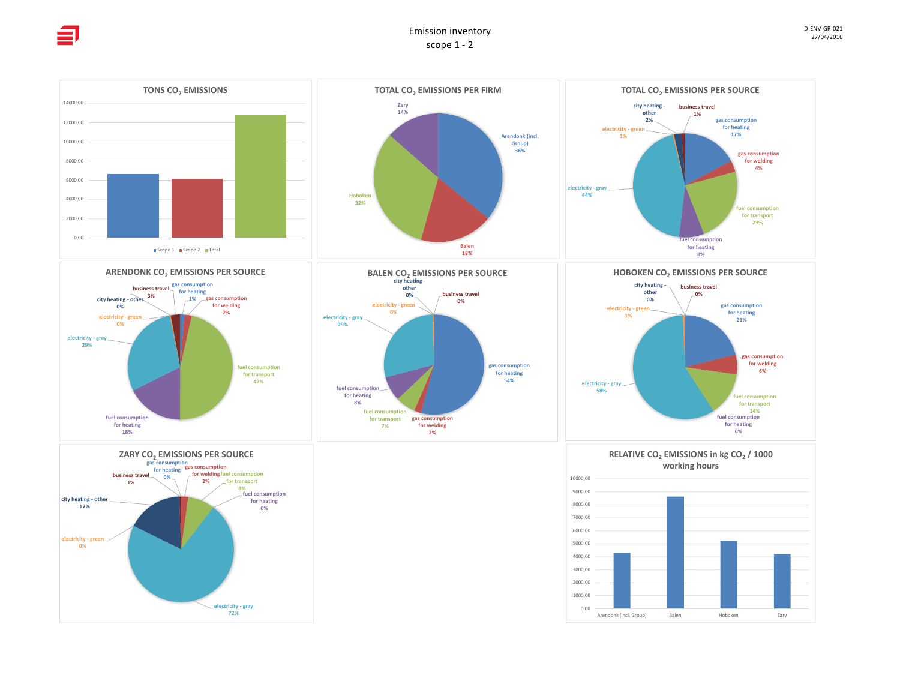# Emission inventory
## scope 1 - 2

D-ENV-GR-021
27/04/2016

### TONS $CO_2$ EMISSIONS

| | Scope 1 | Scope 2 | Total |
|---|---|---|---|
| Tons $CO_2$ | ~6600 | ~6150 | ~12800 |

Axis: 0,00 – 14000,00

Legend: Scope 1, Scope 2, Total

### TOTAL $CO_2$ EMISSIONS PER FIRM

| Firm | Share |
|---|---|
| Arendonk (incl. Group) | 36% |
| Balen | 18% |
| Hoboken | 32% |
| Zary | 14% |

### TOTAL $CO_2$ EMISSIONS PER SOURCE

| Source | Share |
|---|---|
| gas consumption for heating | 17% |
| gas consumption for welding | 4% |
| fuel consumption for transport | 23% |
| fuel consumption for heating | 8% |
| electricity - gray | 44% |
| electricity - green | 1% |
| city heating - other | 2% |
| business travel | 1% |

### ARENDONK $CO_2$ EMISSIONS PER SOURCE

| Source | Share |
|---|---|
| gas consumption for heating | 1% |
| gas consumption for welding | 2% |
| fuel consumption for transport | 47% |
| fuel consumption for heating | 18% |
| electricity - gray | 29% |
| electricity - green | 0% |
| city heating - other | 0% |
| business travel | 3% |

### BALEN $CO_2$ EMISSIONS PER SOURCE

| Source | Share |
|---|---|
| gas consumption for heating | 54% |
| gas consumption for welding | 2% |
| fuel consumption for transport | 7% |
| fuel consumption for heating | 8% |
| electricity - gray | 29% |
| electricity - green | 0% |
| city heating - other | 0% |
| business travel | 0% |

### HOBOKEN $CO_2$ EMISSIONS PER SOURCE

| Source | Share |
|---|---|
| gas consumption for heating | 21% |
| gas consumption for welding | 6% |
| fuel consumption for transport | 14% |
| fuel consumption for heating | 0% |
| electricity - gray | 58% |
| electricity - green | 1% |
| city heating - other | 0% |
| business travel | 0% |

### ZARY $CO_2$ EMISSIONS PER SOURCE

| Source | Share |
|---|---|
| gas consumption for heating | 0% |
| gas consumption for welding | 2% |
| fuel consumption for transport | 8% |
| fuel consumption for heating | 0% |
| electricity - gray | 72% |
| electricity - green | 0% |
| city heating - other | 17% |
| business travel | 1% |

### RELATIVE $CO_2$ EMISSIONS in kg $CO_2$ / 1000 working hours

| Firm | kg $CO_2$ / 1000 working hours |
|---|---|
| Arendonk (incl. Group) | ~4300 |
| Balen | ~8650 |
| Hoboken | ~5200 |
| Zary | ~4200 |

Axis: 0,00 – 10000,00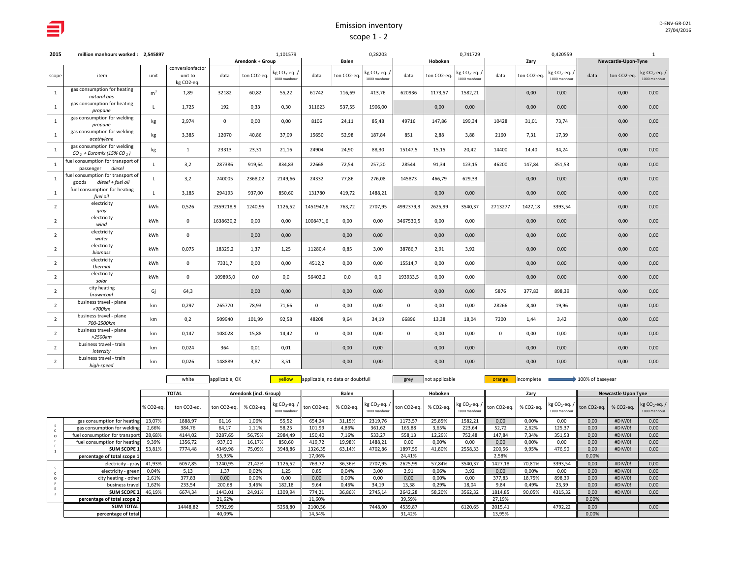# Emission inventory

## scope 1 - 2

D-ENV-GR-021
27/04/2016

| 2015 | million manhours worked : | 2,545897 | | | | 1,101579 | | | 0,28203 | | | 0,741729 | | | 0,420559 | | | 1 |
|---|---|---|---|---|---|---|---|---|---|---|---|---|---|---|---|---|---|---|
| | | | | Arendonk + Group | | | Balen | | | Hoboken | | | Zary | | | Newcastle-Upon-Tyne | | |
| scope | item | unit | conversionfactor unit to kg $CO_2$-eq. | data | ton $CO_2$-eq. | kg $CO_2$-eq. / 1000 manhour | data | ton $CO_2$-eq. | kg $CO_2$-eq. / 1000 manhour | data | ton $CO_2$-eq. | kg $CO_2$-eq. / 1000 manhour | data | ton $CO_2$-eq. | kg $CO_2$-eq. / 1000 manhour | data | ton $CO_2$-eq. | kg $CO_2$-eq. / 1000 manhour |
| 1 | gas consumption for heating *natural gas* | $m^3$ | 1,89 | 32182 | 60,82 | 55,22 | 61742 | 116,69 | 413,76 | 620936 | 1173,57 | 1582,21 | | 0,00 | 0,00 | | 0,00 | 0,00 |
| 1 | gas consumption for heating *propane* | L | 1,725 | 192 | 0,33 | 0,30 | 311623 | 537,55 | 1906,00 | | 0,00 | 0,00 | | 0,00 | 0,00 | | 0,00 | 0,00 |
| 1 | gas consumption for welding *propane* | kg | 2,974 | 0 | 0,00 | 0,00 | 8106 | 24,11 | 85,48 | 49716 | 147,86 | 199,34 | 10428 | 31,01 | 73,74 | | 0,00 | 0,00 |
| 1 | gas consumption for welding *acethylene* | kg | 3,385 | 12070 | 40,86 | 37,09 | 15650 | 52,98 | 187,84 | 851 | 2,88 | 3,88 | 2160 | 7,31 | 17,39 | | 0,00 | 0,00 |
| 1 | gas consumption for welding *$CO_2$ + Euromix (15% $CO_2$)* | kg | 1 | 23313 | 23,31 | 21,16 | 24904 | 24,90 | 88,30 | 15147,5 | 15,15 | 20,42 | 14400 | 14,40 | 34,24 | | 0,00 | 0,00 |
| 1 | fuel consumption for transport of passenger *diesel* | L | 3,2 | 287386 | 919,64 | 834,83 | 22668 | 72,54 | 257,20 | 28544 | 91,34 | 123,15 | 46200 | 147,84 | 351,53 | | 0,00 | 0,00 |
| 1 | fuel consumption for transport of goods *diesel + fuel oil* | L | 3,2 | 740005 | 2368,02 | 2149,66 | 24332 | 77,86 | 276,08 | 145873 | 466,79 | 629,33 | | 0,00 | 0,00 | | 0,00 | 0,00 |
| 1 | fuel consumption for heating *fuel oil* | L | 3,185 | 294193 | 937,00 | 850,60 | 131780 | 419,72 | 1488,21 | | 0,00 | 0,00 | | 0,00 | 0,00 | | 0,00 | 0,00 |
| 2 | electricity *gray* | kWh | 0,526 | 2359218,9 | 1240,95 | 1126,52 | 1451947,6 | 763,72 | 2707,95 | 4992379,3 | 2625,99 | 3540,37 | 2713277 | 1427,18 | 3393,54 | | 0,00 | 0,00 |
| 2 | electricity *wind* | kWh | 0 | 1638630,2 | 0,00 | 0,00 | 1008471,6 | 0,00 | 0,00 | 3467530,5 | 0,00 | 0,00 | | 0,00 | 0,00 | | 0,00 | 0,00 |
| 2 | electricity *water* | kWh | 0 | | 0,00 | 0,00 | | 0,00 | 0,00 | | 0,00 | 0,00 | | 0,00 | 0,00 | | 0,00 | 0,00 |
| 2 | electricity *biomass* | kWh | 0,075 | 18329,2 | 1,37 | 1,25 | 11280,4 | 0,85 | 3,00 | 38786,7 | 2,91 | 3,92 | | 0,00 | 0,00 | | 0,00 | 0,00 |
| 2 | electricity *thermal* | kWh | 0 | 7331,7 | 0,00 | 0,00 | 4512,2 | 0,00 | 0,00 | 15514,7 | 0,00 | 0,00 | | 0,00 | 0,00 | | 0,00 | 0,00 |
| 2 | electricity *solar* | kWh | 0 | 109895,0 | 0,0 | 0,0 | 56402,2 | 0,0 | 0,0 | 193933,5 | 0,00 | 0,00 | | 0,00 | 0,00 | | 0,00 | 0,00 |
| 2 | city heating *browncoal* | Gj | 64,3 | | 0,00 | 0,00 | | 0,00 | 0,00 | | 0,00 | 0,00 | 5876 | 377,83 | 898,39 | | 0,00 | 0,00 |
| 2 | business travel - plane *<700km* | km | 0,297 | 265770 | 78,93 | 71,66 | 0 | 0,00 | 0,00 | 0 | 0,00 | 0,00 | 28266 | 8,40 | 19,96 | | 0,00 | 0,00 |
| 2 | business travel - plane *700-2500km* | km | 0,2 | 509940 | 101,99 | 92,58 | 48208 | 9,64 | 34,19 | 66896 | 13,38 | 18,04 | 7200 | 1,44 | 3,42 | | 0,00 | 0,00 |
| 2 | business travel - plane *>2500km* | km | 0,147 | 108028 | 15,88 | 14,42 | 0 | 0,00 | 0,00 | 0 | 0,00 | 0,00 | 0 | 0,00 | 0,00 | | 0,00 | 0,00 |
| 2 | business travel - train *intercity* | km | 0,024 | 364 | 0,01 | 0,01 | | 0,00 | 0,00 | | 0,00 | 0,00 | | 0,00 | 0,00 | | 0,00 | 0,00 |
| 2 | business travel - train *high-speed* | km | 0,026 | 148889 | 3,87 | 3,51 | | 0,00 | 0,00 | | 0,00 | 0,00 | | 0,00 | 0,00 | | 0,00 | 0,00 |

Legend: white – applicable, OK; yellow – applicable, no data or doubtfull; grey – not applicable; orange – incomplete; → 100% of baseyear

| | | TOTAL | | Arendonk (incl. Group) | | | Balen | | | Hoboken | | | Zary | | | Newcastle Upon Tyne | | |
|---|---|---|---|---|---|---|---|---|---|---|---|---|---|---|---|---|---|---|
| | | % $CO_2$-eq. | ton $CO_2$-eq. | ton $CO_2$-eq. | % $CO_2$-eq. | kg $CO_2$-eq. / 1000 manhour | ton $CO_2$-eq. | % $CO_2$-eq. | kg $CO_2$-eq. / 1000 manhour | ton $CO_2$-eq. | % $CO_2$-eq. | kg $CO_2$-eq. / 1000 manhour | ton $CO_2$-eq. | % $CO_2$-eq. | kg $CO_2$-eq. / 1000 manhour | ton $CO_2$-eq. | % $CO_2$-eq. | kg $CO_2$-eq. / 1000 manhour |
| SCOPE 1 | gas consumption for heating | 13,07% | 1888,97 | 61,16 | 1,06% | 55,52 | 654,24 | 31,15% | 2319,76 | 1173,57 | 25,85% | 1582,21 | 0,00 | 0,00% | 0,00 | 0,00 | #DIV/0! | 0,00 |
| | gas consumption for welding | 2,66% | 384,76 | 64,17 | 1,11% | 58,25 | 101,99 | 4,86% | 361,62 | 165,88 | 3,65% | 223,64 | 52,72 | 2,62% | 125,37 | 0,00 | #DIV/0! | 0,00 |
| | fuel consumption for transport | 28,68% | 4144,02 | 3287,65 | 56,75% | 2984,49 | 150,40 | 7,16% | 533,27 | 558,13 | 12,29% | 752,48 | 147,84 | 7,34% | 351,53 | 0,00 | #DIV/0! | 0,00 |
| | fuel consumption for heating | 9,39% | 1356,72 | 937,00 | 16,17% | 850,60 | 419,72 | 19,98% | 1488,21 | 0,00 | 0,00% | 0,00 | 0,00 | 0,00% | 0,00 | 0,00 | #DIV/0! | 0,00 |
| | **SUM SCOPE 1** | 53,81% | 7774,48 | 4349,98 | 75,09% | 3948,86 | 1326,35 | 63,14% | 4702,86 | 1897,59 | 41,80% | 2558,33 | 200,56 | 9,95% | 476,90 | 0,00 | #DIV/0! | 0,00 |
| | **percentage of total scope 1** | | | 55,95% | | | 17,06% | | | 24,41% | | | 2,58% | | | 0,00% | | |
| SCOPE 2 | electricity - gray | 41,93% | 6057,85 | 1240,95 | 21,42% | 1126,52 | 763,72 | 36,36% | 2707,95 | 2625,99 | 57,84% | 3540,37 | 1427,18 | 70,81% | 3393,54 | 0,00 | #DIV/0! | 0,00 |
| | electricity - green | 0,04% | 5,13 | 1,37 | 0,02% | 1,25 | 0,85 | 0,04% | 3,00 | 2,91 | 0,06% | 3,92 | 0,00 | 0,00% | 0,00 | 0,00 | #DIV/0! | 0,00 |
| | city heating - other | 2,61% | 377,83 | 0,00 | 0,00% | 0,00 | 0,00 | 0,00% | 0,00 | 0,00 | 0,00% | 0,00 | 377,83 | 18,75% | 898,39 | 0,00 | #DIV/0! | 0,00 |
| | business travel | 1,62% | 233,54 | 200,68 | 3,46% | 182,18 | 9,64 | 0,46% | 34,19 | 13,38 | 0,29% | 18,04 | 9,84 | 0,49% | 23,39 | 0,00 | #DIV/0! | 0,00 |
| | **SUM SCOPE 2** | 46,19% | 6674,34 | 1443,01 | 24,91% | 1309,94 | 774,21 | 36,86% | 2745,14 | 2642,28 | 58,20% | 3562,32 | 1814,85 | 90,05% | 4315,32 | 0,00 | #DIV/0! | 0,00 |
| | **percentage of total scope 2** | | | 21,62% | | | 11,60% | | | 39,59% | | | 27,19% | | | 0,00% | | |
| | **SUM TOTAL** | | 14448,82 | 5792,99 | | 5258,80 | 2100,56 | | 7448,00 | 4539,87 | | 6120,65 | 2015,41 | | 4792,22 | 0,00 | | 0,00 |
| | **percentage of total** | | | 40,09% | | | 14,54% | | | 31,42% | | | 13,95% | | | 0,00% | | |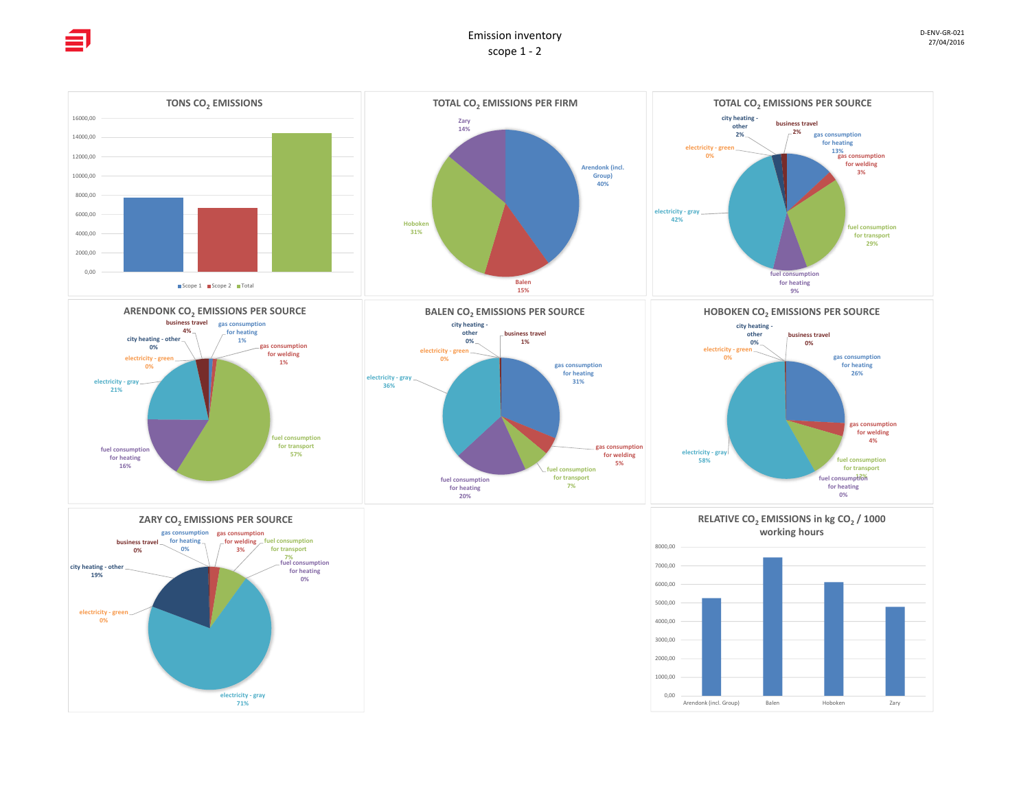# Emission inventory
## scope 1 - 2

D-ENV-GR-021
27/04/2016

### TONS $CO_2$ EMISSIONS

| | Tons $CO_2$ |
|---|---|
| Scope 1 | ~7800 |
| Scope 2 | ~6700 |
| Total | ~14500 |

Axis: 0,00 – 16000,00. Legend: Scope 1, Scope 2, Total

### TOTAL $CO_2$ EMISSIONS PER FIRM

| Firm | Share |
|---|---|
| Arendonk (incl. Group) | 40% |
| Balen | 15% |
| Hoboken | 31% |
| Zary | 14% |

### TOTAL $CO_2$ EMISSIONS PER SOURCE

| Source | Share |
|---|---|
| city heating - other | 2% |
| business travel | 2% |
| gas consumption for heating | 13% |
| gas consumption for welding | 3% |
| fuel consumption for transport | 29% |
| fuel consumption for heating | 9% |
| electricity - gray | 42% |
| electricity - green | 0% |

### ARENDONK $CO_2$ EMISSIONS PER SOURCE

| Source | Share |
|---|---|
| business travel | 4% |
| gas consumption for heating | 1% |
| gas consumption for welding | 1% |
| city heating - other | 0% |
| electricity - green | 0% |
| electricity - gray | 21% |
| fuel consumption for heating | 16% |
| fuel consumption for transport | 57% |

### BALEN $CO_2$ EMISSIONS PER SOURCE

| Source | Share |
|---|---|
| city heating - other | 0% |
| business travel | 1% |
| electricity - green | 0% |
| gas consumption for heating | 31% |
| electricity - gray | 36% |
| gas consumption for welding | 5% |
| fuel consumption for transport | 7% |
| fuel consumption for heating | 20% |

### HOBOKEN $CO_2$ EMISSIONS PER SOURCE

| Source | Share |
|---|---|
| city heating - other | 0% |
| business travel | 0% |
| electricity - green | 0% |
| gas consumption for heating | 26% |
| gas consumption for welding | 4% |
| electricity - gray | 58% |
| fuel consumption for transport | 12% |
| fuel consumption for heating | 0% |

### ZARY $CO_2$ EMISSIONS PER SOURCE

| Source | Share |
|---|---|
| gas consumption for heating | 0% |
| gas consumption for welding | 3% |
| fuel consumption for transport | 7% |
| business travel | 0% |
| fuel consumption for heating | 0% |
| city heating - other | 19% |
| electricity - green | 0% |
| electricity - gray | 71% |

### RELATIVE $CO_2$ EMISSIONS in kg $CO_2$ / 1000 working hours

| Firm | kg $CO_2$ / 1000 working hours |
|---|---|
| Arendonk (incl. Group) | ~5250 |
| Balen | ~7450 |
| Hoboken | ~6100 |
| Zary | ~4800 |

Axis: 0,00 – 8000,00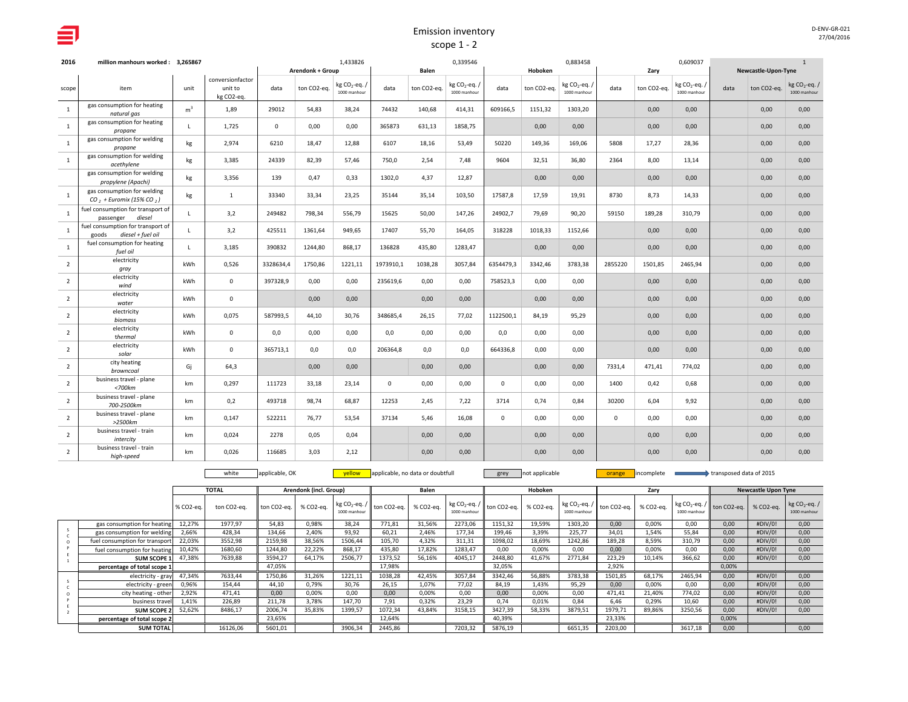# Emission inventory
## scope 1 - 2

D-ENV-GR-021
27/04/2016

| 2016 | million manhours worked : 3,265867 | | | | | 1,433826 | | | 0,339546 | | | 0,883458 | | | 0,609037 | | | 1 |
|---|---|---|---|---|---|---|---|---|---|---|---|---|---|---|---|---|---|---|
| | | | | Arendonk + Group | | | Balen | | | Hoboken | | | Zary | | | Newcastle-Upon-Tyne | | |
| scope | item | unit | conversionfactor unit to kg CO2-eq. | data | ton CO2-eq. | kg $CO_2$-eq. / 1000 manhour | data | ton CO2-eq. | kg $CO_2$-eq. / 1000 manhour | data | ton CO2-eq. | kg $CO_2$-eq. / 1000 manhour | data | ton CO2-eq. | kg $CO_2$-eq. / 1000 manhour | data | ton CO2-eq. | kg $CO_2$-eq. / 1000 manhour |
| 1 | gas consumption for heating *natural gas* | $m^3$ | 1,89 | 29012 | 54,83 | 38,24 | 74432 | 140,68 | 414,31 | 609166,5 | 1151,32 | 1303,20 | | 0,00 | 0,00 | | 0,00 | 0,00 |
| 1 | gas consumption for heating *propane* | L | 1,725 | 0 | 0,00 | 0,00 | 365873 | 631,13 | 1858,75 | | 0,00 | 0,00 | | 0,00 | 0,00 | | 0,00 | 0,00 |
| 1 | gas consumption for welding *propane* | kg | 2,974 | 6210 | 18,47 | 12,88 | 6107 | 18,16 | 53,49 | 50220 | 149,36 | 169,06 | 5808 | 17,27 | 28,36 | | 0,00 | 0,00 |
| 1 | gas consumption for welding *acethylene* | kg | 3,385 | 24339 | 82,39 | 57,46 | 750,0 | 2,54 | 7,48 | 9604 | 32,51 | 36,80 | 2364 | 8,00 | 13,14 | | 0,00 | 0,00 |
| | gas consumption for welding *propylene (Apachi)* | kg | 3,356 | 139 | 0,47 | 0,33 | 1302,0 | 4,37 | 12,87 | | 0,00 | 0,00 | | 0,00 | 0,00 | | 0,00 | 0,00 |
| 1 | gas consumption for welding *$CO_2$ + Euromix (15% $CO_2$)* | kg | 1 | 33340 | 33,34 | 23,25 | 35144 | 35,14 | 103,50 | 17587,8 | 17,59 | 19,91 | 8730 | 8,73 | 14,33 | | 0,00 | 0,00 |
| 1 | fuel consumption for transport of passenger *diesel* | L | 3,2 | 249482 | 798,34 | 556,79 | 15625 | 50,00 | 147,26 | 24902,7 | 79,69 | 90,20 | 59150 | 189,28 | 310,79 | | 0,00 | 0,00 |
| 1 | fuel consumption for transport of goods *diesel + fuel oil* | L | 3,2 | 425511 | 1361,64 | 949,65 | 17407 | 55,70 | 164,05 | 318228 | 1018,33 | 1152,66 | | 0,00 | 0,00 | | 0,00 | 0,00 |
| 1 | fuel consumption for heating *fuel oil* | L | 3,185 | 390832 | 1244,80 | 868,17 | 136828 | 435,80 | 1283,47 | | 0,00 | 0,00 | | 0,00 | 0,00 | | 0,00 | 0,00 |
| 2 | electricity *gray* | kWh | 0,526 | 3328634,4 | 1750,86 | 1221,11 | 1973910,1 | 1038,28 | 3057,84 | 6354479,3 | 3342,46 | 3783,38 | 2855220 | 1501,85 | 2465,94 | | 0,00 | 0,00 |
| 2 | electricity *wind* | kWh | 0 | 397328,9 | 0,00 | 0,00 | 235619,6 | 0,00 | 0,00 | 758523,3 | 0,00 | 0,00 | | 0,00 | 0,00 | | 0,00 | 0,00 |
| 2 | electricity *water* | kWh | 0 | | 0,00 | 0,00 | | 0,00 | 0,00 | | 0,00 | 0,00 | | 0,00 | 0,00 | | 0,00 | 0,00 |
| 2 | electricity *biomass* | kWh | 0,075 | 587993,5 | 44,10 | 30,76 | 348685,4 | 26,15 | 77,02 | 1122500,1 | 84,19 | 95,29 | | 0,00 | 0,00 | | 0,00 | 0,00 |
| 2 | electricity *thermal* | kWh | 0 | 0,0 | 0,00 | 0,00 | 0,0 | 0,00 | 0,00 | 0,0 | 0,00 | 0,00 | | 0,00 | 0,00 | | 0,00 | 0,00 |
| 2 | electricity *solar* | kWh | 0 | 365713,1 | 0,0 | 0,0 | 206364,8 | 0,0 | 0,0 | 664336,8 | 0,00 | 0,00 | | 0,00 | 0,00 | | 0,00 | 0,00 |
| 2 | city heating *browncoal* | Gj | 64,3 | | 0,00 | 0,00 | | 0,00 | 0,00 | | 0,00 | 0,00 | 7331,4 | 471,41 | 774,02 | | 0,00 | 0,00 |
| 2 | business travel - plane *<700km* | km | 0,297 | 111723 | 33,18 | 23,14 | 0 | 0,00 | 0,00 | 0 | 0,00 | 0,00 | 1400 | 0,42 | 0,68 | | 0,00 | 0,00 |
| 2 | business travel - plane *700-2500km* | km | 0,2 | 493718 | 98,74 | 68,87 | 12253 | 2,45 | 7,22 | 3714 | 0,74 | 0,84 | 30200 | 6,04 | 9,92 | | 0,00 | 0,00 |
| 2 | business travel - plane *>2500km* | km | 0,147 | 522211 | 76,77 | 53,54 | 37134 | 5,46 | 16,08 | 0 | 0,00 | 0,00 | 0 | 0,00 | 0,00 | | 0,00 | 0,00 |
| 2 | business travel - train *intercity* | km | 0,024 | 2278 | 0,05 | 0,04 | | 0,00 | 0,00 | | 0,00 | 0,00 | | 0,00 | 0,00 | | 0,00 | 0,00 |
| 2 | business travel - train *high-speed* | km | 0,026 | 116685 | 3,03 | 2,12 | | 0,00 | 0,00 | | 0,00 | 0,00 | | 0,00 | 0,00 | | 0,00 | 0,00 |

white: applicable, OK — yellow: applicable, no data or doubtfull — grey: not applicable — orange: incomplete — → transposed data of 2015

| | | TOTAL | | Arendonk (incl. Group) | | | Balen | | | Hoboken | | | Zary | | | Newcastle Upon Tyne | | |
|---|---|---|---|---|---|---|---|---|---|---|---|---|---|---|---|---|---|---|
| | | % CO2-eq. | ton CO2-eq. | ton CO2-eq. | % CO2-eq. | kg $CO_2$-eq. / 1000 manhour | ton CO2-eq. | % CO2-eq. | kg $CO_2$-eq. / 1000 manhour | ton CO2-eq. | % CO2-eq. | kg $CO_2$-eq. / 1000 manhour | ton CO2-eq. | % CO2-eq. | kg $CO_2$-eq. / 1000 manhour | ton CO2-eq. | % CO2-eq. | kg $CO_2$-eq. / 1000 manhour |
| SCOPE 1 | gas consumption for heating | 12,27% | 1977,97 | 54,83 | 0,98% | 38,24 | 771,81 | 31,56% | 2273,06 | 1151,32 | 19,59% | 1303,20 | 0,00 | 0,00% | 0,00 | 0,00 | #DIV/0! | 0,00 |
| | gas consumption for welding | 2,66% | 428,34 | 134,66 | 2,40% | 93,92 | 60,21 | 2,46% | 177,34 | 199,46 | 3,39% | 225,77 | 34,01 | 1,54% | 55,84 | 0,00 | #DIV/0! | 0,00 |
| | fuel consumption for transport | 22,03% | 3552,98 | 2159,98 | 38,56% | 1506,44 | 105,70 | 4,32% | 311,31 | 1098,02 | 18,69% | 1242,86 | 189,28 | 8,59% | 310,79 | 0,00 | #DIV/0! | 0,00 |
| | fuel consumption for heating | 10,42% | 1680,60 | 1244,80 | 22,22% | 868,17 | 435,80 | 17,82% | 1283,47 | 0,00 | 0,00% | 0,00 | 0,00 | 0,00% | 0,00 | 0,00 | #DIV/0! | 0,00 |
| | **SUM SCOPE 1** | 47,38% | 7639,88 | 3594,27 | 64,17% | 2506,77 | 1373,52 | 56,16% | 4045,17 | 2448,80 | 41,67% | 2771,84 | 223,29 | 10,14% | 366,62 | 0,00 | #DIV/0! | 0,00 |
| | **percentage of total scope 1** | | | 47,05% | | | 17,98% | | | 32,05% | | | 2,92% | | | 0,00% | | |
| SCOPE 2 | electricity - gray | 47,34% | 7633,44 | 1750,86 | 31,26% | 1221,11 | 1038,28 | 42,45% | 3057,84 | 3342,46 | 56,88% | 3783,38 | 1501,85 | 68,17% | 2465,94 | 0,00 | #DIV/0! | 0,00 |
| | electricity - green | 0,96% | 154,44 | 44,10 | 0,79% | 30,76 | 26,15 | 1,07% | 77,02 | 84,19 | 1,43% | 95,29 | 0,00 | 0,00% | 0,00 | 0,00 | #DIV/0! | 0,00 |
| | city heating - other | 2,92% | 471,41 | 0,00 | 0,00% | 0,00 | 0,00 | 0,00% | 0,00 | 0,00 | 0,00% | 0,00 | 471,41 | 21,40% | 774,02 | 0,00 | #DIV/0! | 0,00 |
| | business travel | 1,41% | 226,89 | 211,78 | 3,78% | 147,70 | 7,91 | 0,32% | 23,29 | 0,74 | 0,01% | 0,84 | 6,46 | 0,29% | 10,60 | 0,00 | #DIV/0! | 0,00 |
| | **SUM SCOPE 2** | 52,62% | 8486,17 | 2006,74 | 35,83% | 1399,57 | 1072,34 | 43,84% | 3158,15 | 3427,39 | 58,33% | 3879,51 | 1979,71 | 89,86% | 3250,56 | 0,00 | #DIV/0! | 0,00 |
| | **percentage of total scope 2** | | | 23,65% | | | 12,64% | | | 40,39% | | | 23,33% | | | 0,00% | | |
| | **SUM TOTAL** | | 16126,06 | 5601,01 | | 3906,34 | 2445,86 | | 7203,32 | 5876,19 | | 6651,35 | 2203,00 | | 3617,18 | 0,00 | | 0,00 |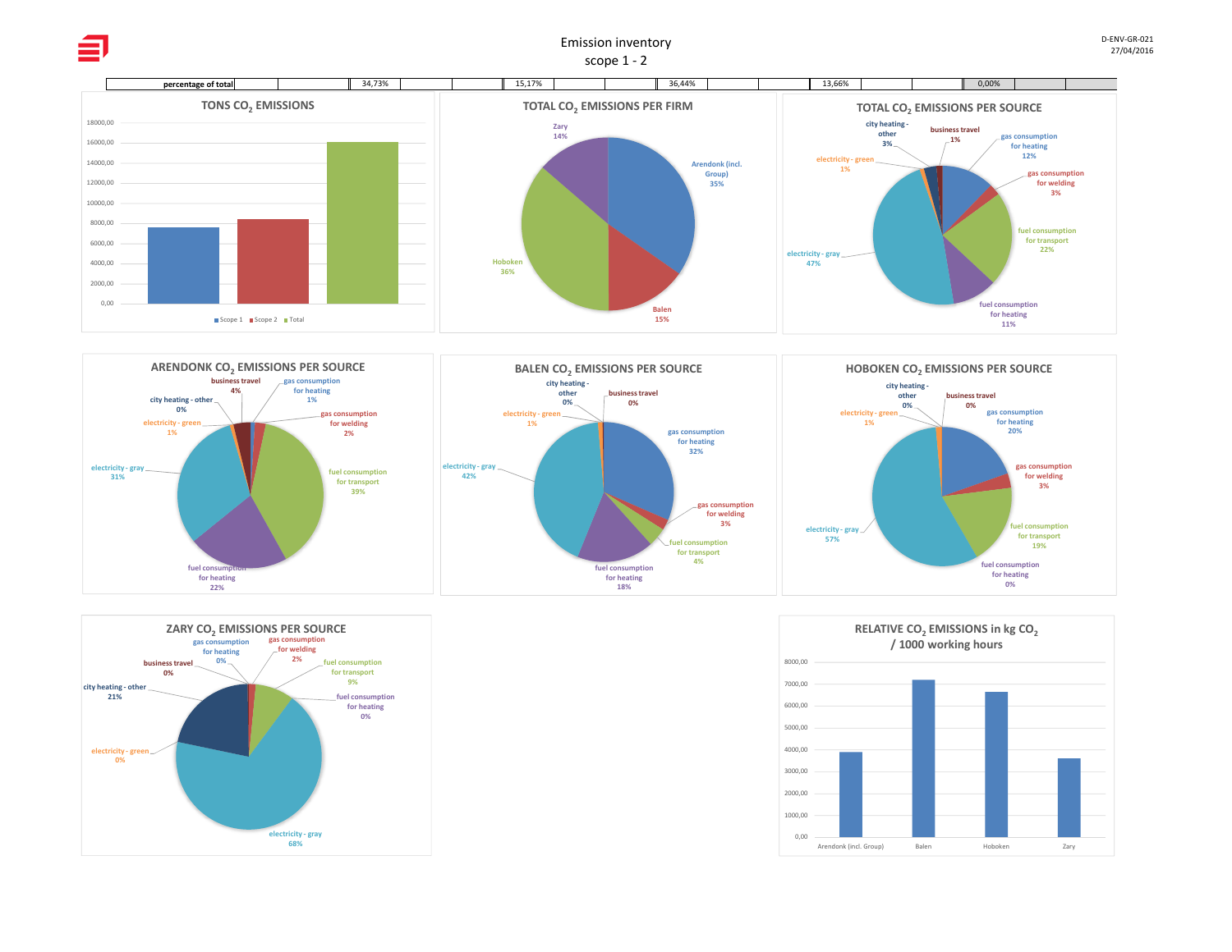# Emission inventory

## scope 1 - 2

D-ENV-GR-021
27/04/2016

| percentage of total | | | 34,73% | | | 15,17% | | | 36,44% | | | 13,66% | | | 0,00% | | |
|---|---|---|---|---|---|---|---|---|---|---|---|---|---|---|---|---|---|

### TONS $CO_2$ EMISSIONS

Scope 1 · Scope 2 · Total

0,00 · 2000,00 · 4000,00 · 6000,00 · 8000,00 · 10000,00 · 12000,00 · 14000,00 · 16000,00 · 18000,00

### TOTAL $CO_2$ EMISSIONS PER FIRM

- Arendonk (incl. Group) 35%
- Balen 15%
- Hoboken 36%
- Zary 14%

### TOTAL $CO_2$ EMISSIONS PER SOURCE

- city heating - other 3%
- business travel 1%
- gas consumption for heating 12%
- gas consumption for welding 3%
- fuel consumption for transport 22%
- fuel consumption for heating 11%
- electricity - gray 47%
- electricity - green 1%

### ARENDONK $CO_2$ EMISSIONS PER SOURCE

- business travel 4%
- gas consumption for heating 1%
- city heating - other 0%
- gas consumption for welding 2%
- electricity - green 1%
- fuel consumption for transport 39%
- electricity - gray 31%
- fuel consumption for heating 22%

### BALEN $CO_2$ EMISSIONS PER SOURCE

- city heating - other 0%
- business travel 0%
- electricity - green 1%
- gas consumption for heating 32%
- electricity - gray 42%
- gas consumption for welding 3%
- fuel consumption for transport 4%
- fuel consumption for heating 18%

### HOBOKEN $CO_2$ EMISSIONS PER SOURCE

- city heating - other 0%
- business travel 0%
- electricity - green 1%
- gas consumption for heating 20%
- gas consumption for welding 3%
- fuel consumption for transport 19%
- electricity - gray 57%
- fuel consumption for heating 0%

### ZARY $CO_2$ EMISSIONS PER SOURCE

- gas consumption for heating 0%
- gas consumption for welding 2%
- business travel 0%
- fuel consumption for transport 9%
- city heating - other 21%
- fuel consumption for heating 0%
- electricity - green 0%
- electricity - gray 68%

### RELATIVE $CO_2$ EMISSIONS in kg $CO_2$ / 1000 working hours

0,00 · 1000,00 · 2000,00 · 3000,00 · 4000,00 · 5000,00 · 6000,00 · 7000,00 · 8000,00

Arendonk (incl. Group) · Balen · Hoboken · Zary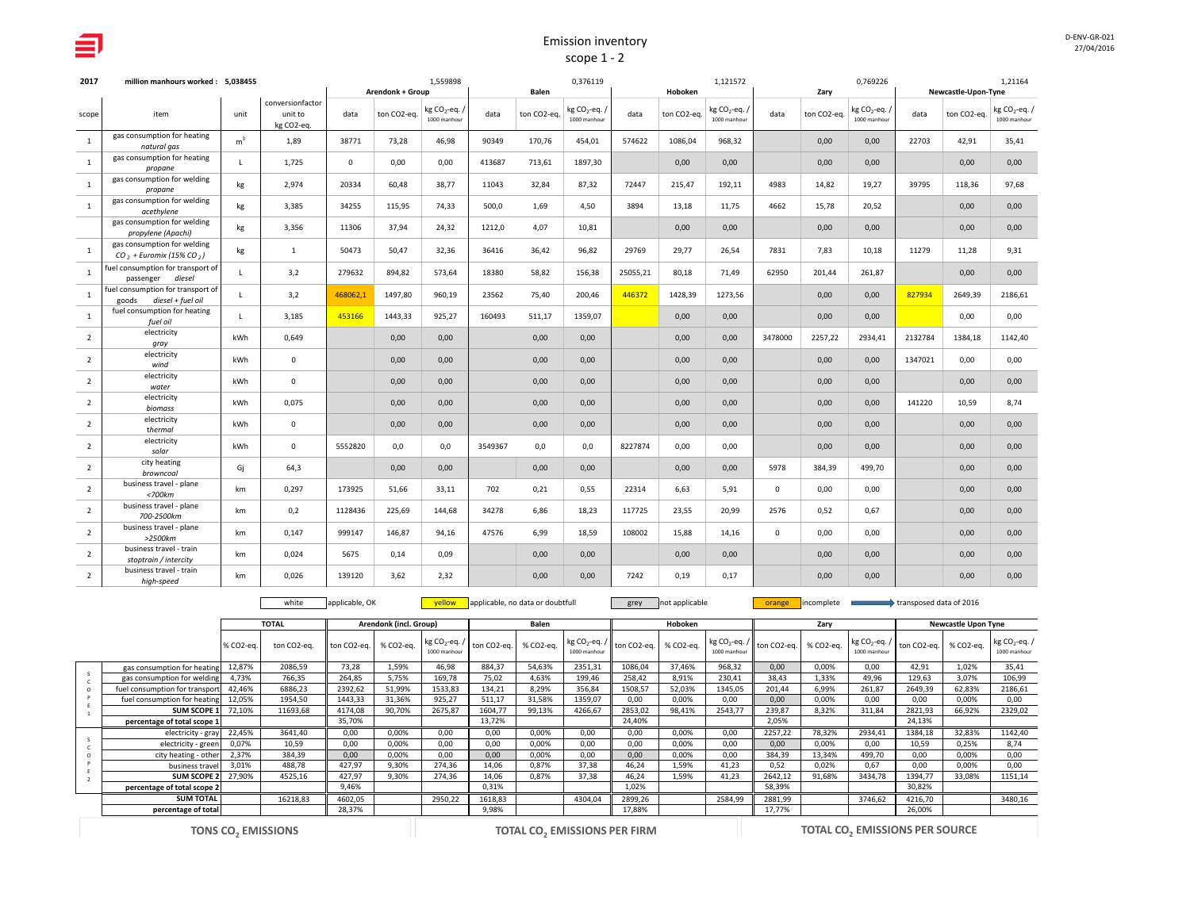# Emission inventory
## scope 1 - 2

D-ENV-GR-021
27/04/2016

**2017** million manhours worked : 5,038455

| | | | | Arendonk + Group | | | Balen | | | Hoboken | | | Zary | | | Newcastle-Upon-Tyne | | |
|---|---|---|---|---|---|---|---|---|---|---|---|---|---|---|---|---|---|---|
| | | | | | | 1,559898 | | | 0,376119 | | | 1,121572 | | | 0,769226 | | | 1,21164 |
| scope | item | unit | conversionfactor unit to kg CO2-eq. | data | ton CO2-eq. | kg $CO_2$-eq. / 1000 manhour | data | ton CO2-eq. | kg $CO_2$-eq. / 1000 manhour | data | ton CO2-eq. | kg $CO_2$-eq. / 1000 manhour | data | ton CO2-eq. | kg $CO_2$-eq. / 1000 manhour | data | ton CO2-eq. | kg $CO_2$-eq. / 1000 manhour |
| 1 | gas consumption for heating *natural gas* | $m^3$ | 1,89 | 38771 | 73,28 | 46,98 | 90349 | 170,76 | 454,01 | 574622 | 1086,04 | 968,32 | | 0,00 | 0,00 | 22703 | 42,91 | 35,41 |
| 1 | gas consumption for heating *propane* | L | 1,725 | 0 | 0,00 | 0,00 | 413687 | 713,61 | 1897,30 | | 0,00 | 0,00 | | 0,00 | 0,00 | | 0,00 | 0,00 |
| 1 | gas consumption for welding *propane* | kg | 2,974 | 20334 | 60,48 | 38,77 | 11043 | 32,84 | 87,32 | 72447 | 215,47 | 192,11 | 4983 | 14,82 | 19,27 | 39795 | 118,36 | 97,68 |
| 1 | gas consumption for welding *acethylene* | kg | 3,385 | 34255 | 115,95 | 74,33 | 500,0 | 1,69 | 4,50 | 3894 | 13,18 | 11,75 | 4662 | 15,78 | 20,52 | | 0,00 | 0,00 |
| | gas consumption for welding *propylene (Apachi)* | kg | 3,356 | 11306 | 37,94 | 24,32 | 1212,0 | 4,07 | 10,81 | | 0,00 | 0,00 | | 0,00 | 0,00 | | 0,00 | 0,00 |
| 1 | gas consumption for welding *$CO_2$ + Euromix (15% $CO_2$)* | kg | 1 | 50473 | 50,47 | 32,36 | 36416 | 36,42 | 96,82 | 29769 | 29,77 | 26,54 | 7831 | 7,83 | 10,18 | 11279 | 11,28 | 9,31 |
| 1 | fuel consumption for transport of passenger *diesel* | L | 3,2 | 279632 | 894,82 | 573,64 | 18380 | 58,82 | 156,38 | 25055,21 | 80,18 | 71,49 | 62950 | 201,44 | 261,87 | | 0,00 | 0,00 |
| 1 | fuel consumption for transport of goods *diesel + fuel oil* | L | 3,2 | 468062,1 | 1497,80 | 960,19 | 23562 | 75,40 | 200,46 | 446372 | 1428,39 | 1273,56 | | 0,00 | 0,00 | 827934 | 2649,39 | 2186,61 |
| 1 | fuel consumption for heating *fuel oil* | L | 3,185 | 453166 | 1443,33 | 925,27 | 160493 | 511,17 | 1359,07 | | 0,00 | 0,00 | | 0,00 | 0,00 | | 0,00 | 0,00 |
| 2 | electricity *gray* | kWh | 0,649 | | 0,00 | 0,00 | | 0,00 | 0,00 | | 0,00 | 0,00 | 3478000 | 2257,22 | 2934,41 | 2132784 | 1384,18 | 1142,40 |
| 2 | electricity *wind* | kWh | 0 | | 0,00 | 0,00 | | 0,00 | 0,00 | | 0,00 | 0,00 | | 0,00 | 0,00 | 1347021 | 0,00 | 0,00 |
| 2 | electricity *water* | kWh | 0 | | 0,00 | 0,00 | | 0,00 | 0,00 | | 0,00 | 0,00 | | 0,00 | 0,00 | | 0,00 | 0,00 |
| 2 | electricity *biomass* | kWh | 0,075 | | 0,00 | 0,00 | | 0,00 | 0,00 | | 0,00 | 0,00 | | 0,00 | 0,00 | 141220 | 10,59 | 8,74 |
| 2 | electricity *thermal* | kWh | 0 | | 0,00 | 0,00 | | 0,00 | 0,00 | | 0,00 | 0,00 | | 0,00 | 0,00 | | 0,00 | 0,00 |
| 2 | electricity *solar* | kWh | 0 | 5552820 | 0,0 | 0,0 | 3549367 | 0,0 | 0,0 | 8227874 | 0,00 | 0,00 | | 0,00 | 0,00 | | 0,00 | 0,00 |
| 2 | city heating *browncoal* | Gj | 64,3 | | 0,00 | 0,00 | | 0,00 | 0,00 | | 0,00 | 0,00 | 5978 | 384,39 | 499,70 | | 0,00 | 0,00 |
| 2 | business travel - plane *<700km* | km | 0,297 | 173925 | 51,66 | 33,11 | 702 | 0,21 | 0,55 | 22314 | 6,63 | 5,91 | 0 | 0,00 | 0,00 | | 0,00 | 0,00 |
| 2 | business travel - plane *700-2500km* | km | 0,2 | 1128436 | 225,69 | 144,68 | 34278 | 6,86 | 18,23 | 117725 | 23,55 | 20,99 | 2576 | 0,52 | 0,67 | | 0,00 | 0,00 |
| 2 | business travel - plane *>2500km* | km | 0,147 | 999147 | 146,87 | 94,16 | 47576 | 6,99 | 18,59 | 108002 | 15,88 | 14,16 | 0 | 0,00 | 0,00 | | 0,00 | 0,00 |
| 2 | business travel - train *stoptrain / intercity* | km | 0,024 | 5675 | 0,14 | 0,09 | | 0,00 | 0,00 | | 0,00 | 0,00 | | 0,00 | 0,00 | | 0,00 | 0,00 |
| 2 | business travel - train *high-speed* | km | 0,026 | 139120 | 3,62 | 2,32 | | 0,00 | 0,00 | 7242 | 0,19 | 0,17 | | 0,00 | 0,00 | | 0,00 | 0,00 |

Legend: white — applicable, OK; yellow — applicable, no data or doubtfull; grey — not applicable; orange — incomplete; arrow — transposed data of 2016

| | | TOTAL | | Arendonk (incl. Group) | | | Balen | | | Hoboken | | | Zary | | | Newcastle Upon Tyne | | |
|---|---|---|---|---|---|---|---|---|---|---|---|---|---|---|---|---|---|---|
| | | % CO2-eq. | ton CO2-eq. | ton CO2-eq. | % CO2-eq. | kg $CO_2$-eq. / 1000 manhour | ton CO2-eq. | % CO2-eq. | kg $CO_2$-eq. / 1000 manhour | ton CO2-eq. | % CO2-eq. | kg $CO_2$-eq. / 1000 manhour | ton CO2-eq. | % CO2-eq. | kg $CO_2$-eq. / 1000 manhour | ton CO2-eq. | % CO2-eq. | kg $CO_2$-eq. / 1000 manhour |
| SCOPE 1 | gas consumption for heating | 12,87% | 2086,59 | 73,28 | 1,59% | 46,98 | 884,37 | 54,63% | 2351,31 | 1086,04 | 37,46% | 968,32 | 0,00 | 0,00% | 0,00 | 42,91 | 1,02% | 35,41 |
| | gas consumption for welding | 4,73% | 766,35 | 264,85 | 5,75% | 169,78 | 75,02 | 4,63% | 199,46 | 258,42 | 8,91% | 230,41 | 38,43 | 1,33% | 49,96 | 129,63 | 3,07% | 106,99 |
| | fuel consumption for transport | 42,46% | 6886,23 | 2392,62 | 51,99% | 1533,83 | 134,21 | 8,29% | 356,84 | 1508,57 | 52,03% | 1345,05 | 201,44 | 6,99% | 261,87 | 2649,39 | 62,83% | 2186,61 |
| | fuel consumption for heating | 12,05% | 1954,50 | 1443,33 | 31,36% | 925,27 | 511,17 | 31,58% | 1359,07 | 0,00 | 0,00% | 0,00 | 0,00 | 0,00% | 0,00 | 0,00 | 0,00% | 0,00 |
| | SUM SCOPE 1 | 72,10% | 11693,68 | 4174,08 | 90,70% | 2675,87 | 1604,77 | 99,13% | 4266,67 | 2853,02 | 98,41% | 2543,77 | 239,87 | 8,32% | 311,84 | 2821,93 | 66,92% | 2329,02 |
| | percentage of total scope 1 | | | 35,70% | | | 13,72% | | | 24,40% | | | 2,05% | | | 24,13% | | |
| SCOPE 2 | electricity - gray | 22,45% | 3641,40 | 0,00 | 0,00% | 0,00 | 0,00 | 0,00% | 0,00 | 0,00 | 0,00% | 0,00 | 2257,22 | 78,32% | 2934,41 | 1384,18 | 32,83% | 1142,40 |
| | electricity - green | 0,07% | 10,59 | 0,00 | 0,00% | 0,00 | 0,00 | 0,00% | 0,00 | 0,00 | 0,00% | 0,00 | 0,00 | 0,00% | 0,00 | 10,59 | 0,25% | 8,74 |
| | city heating - other | 2,37% | 384,39 | 0,00 | 0,00% | 0,00 | 0,00 | 0,00% | 0,00 | 0,00 | 0,00% | 0,00 | 384,39 | 13,34% | 499,70 | 0,00 | 0,00% | 0,00 |
| | business travel | 3,01% | 488,78 | 427,97 | 9,30% | 274,36 | 14,06 | 0,87% | 37,38 | 46,24 | 1,59% | 41,23 | 0,52 | 0,02% | 0,67 | 0,00 | 0,00% | 0,00 |
| | SUM SCOPE 2 | 27,90% | 4525,16 | 427,97 | 9,30% | 274,36 | 14,06 | 0,87% | 37,38 | 46,24 | 1,59% | 41,23 | 2642,12 | 91,68% | 3434,78 | 1394,77 | 33,08% | 1151,14 |
| | percentage of total scope 2 | | | 9,46% | | | 0,31% | | | 1,02% | | | 58,39% | | | 30,82% | | |
| | SUM TOTAL | | 16218,83 | 4602,05 | | 2950,22 | 1618,83 | | 4304,04 | 2899,26 | | 2584,99 | 2881,99 | | 3746,62 | 4216,70 | | 3480,16 |
| | percentage of total | | | 28,37% | | | 9,98% | | | 17,88% | | | 17,77% | | | 26,00% | | |

**TONS $CO_2$ EMISSIONS** | **TOTAL $CO_2$ EMISSIONS PER FIRM** | **TOTAL $CO_2$ EMISSIONS PER SOURCE**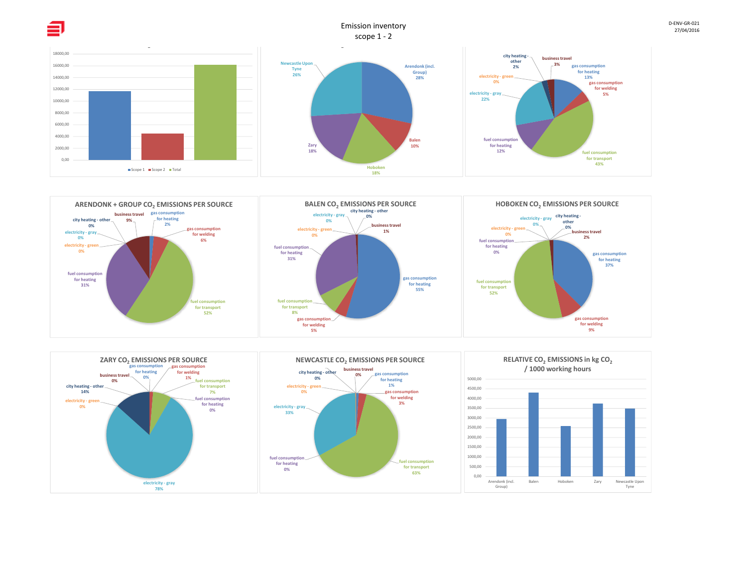# Emission inventory
## scope 1 - 2

D-ENV-GR-021
27/04/2016

| | Value (approx.) |
|---|---|
| Scope 1 | ~11700 |
| Scope 2 | ~4500 |
| Total | ~16200 |

| Site | Share |
|---|---|
| Arendonk (incl. Group) | 28% |
| Balen | 10% |
| Hoboken | 18% |
| Zary | 18% |
| Newcastle Upon Tyne | 26% |

| Source | Share |
|---|---|
| gas consumption for heating | 13% |
| gas consumption for welding | 5% |
| fuel consumption for transport | 43% |
| fuel consumption for heating | 12% |
| electricity - gray | 22% |
| electricity - green | 0% |
| city heating - other | 2% |
| business travel | 3% |

### ARENDONK + GROUP $CO_2$ EMISSIONS PER SOURCE

| Source | Share |
|---|---|
| gas consumption for heating | 2% |
| gas consumption for welding | 6% |
| fuel consumption for transport | 52% |
| fuel consumption for heating | 31% |
| electricity - green | 0% |
| electricity - gray | 0% |
| city heating - other | 0% |
| business travel | 9% |

### BALEN $CO_2$ EMISSIONS PER SOURCE

| Source | Share |
|---|---|
| gas consumption for heating | 55% |
| gas consumption for welding | 5% |
| fuel consumption for transport | 8% |
| fuel consumption for heating | 31% |
| electricity - green | 0% |
| electricity - gray | 0% |
| city heating - other | 0% |
| business travel | 1% |

### HOBOKEN $CO_2$ EMISSIONS PER SOURCE

| Source | Share |
|---|---|
| gas consumption for heating | 37% |
| gas consumption for welding | 9% |
| fuel consumption for transport | 52% |
| fuel consumption for heating | 0% |
| electricity - green | 0% |
| electricity - gray | 0% |
| city heating - other | 0% |
| business travel | 2% |

### ZARY $CO_2$ EMISSIONS PER SOURCE

| Source | Share |
|---|---|
| gas consumption for heating | 0% |
| gas consumption for welding | 1% |
| fuel consumption for transport | 7% |
| fuel consumption for heating | 0% |
| electricity - gray | 78% |
| electricity - green | 0% |
| city heating - other | 14% |
| business travel | 0% |

### NEWCASTLE $CO_2$ EMISSIONS PER SOURCE

| Source | Share |
|---|---|
| gas consumption for heating | 1% |
| gas consumption for welding | 3% |
| fuel consumption for transport | 63% |
| fuel consumption for heating | 0% |
| electricity - gray | 33% |
| electricity - green | 0% |
| city heating - other | 0% |
| business travel | 0% |

### RELATIVE $CO_2$ EMISSIONS in kg $CO_2$ / 1000 working hours

| Site | Value (approx.) |
|---|---|
| Arendonk (incl. Group) | ~2950 |
| Balen | ~4300 |
| Hoboken | ~2600 |
| Zary | ~3750 |
| Newcastle Upon Tyne | ~3500 |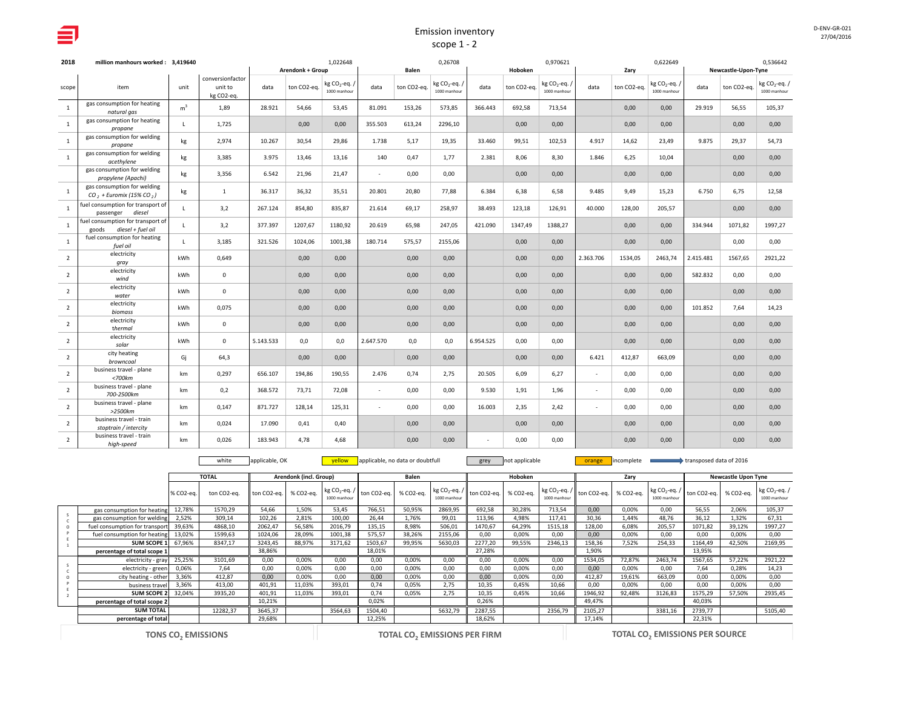# Emission inventory

## scope 1 - 2

D-ENV-GR-021
27/04/2016

| 2018 | million manhours worked : 3,419640 | | | Arendonk + Group | | 1,022648 | Balen | | 0,26708 | Hoboken | | 0,970621 | Zary | | 0,622649 | Newcastle-Upon-Tyne | | 0,536642 |
|---|---|---|---|---|---|---|---|---|---|---|---|---|---|---|---|---|---|---|
| scope | item | unit | conversionfactor unit to kg CO2-eq. | data | ton CO2-eq. | kg $CO_2$-eq. / 1000 manhour | data | ton CO2-eq. | kg $CO_2$-eq. / 1000 manhour | data | ton CO2-eq. | kg $CO_2$-eq. / 1000 manhour | data | ton CO2-eq. | kg $CO_2$-eq. / 1000 manhour | data | ton CO2-eq. | kg $CO_2$-eq. / 1000 manhour |
| 1 | gas consumption for heating *natural gas* | $m^3$ | 1,89 | 28.921 | 54,66 | 53,45 | 81.091 | 153,26 | 573,85 | 366.443 | 692,58 | 713,54 | | 0,00 | 0,00 | 29.919 | 56,55 | 105,37 |
| 1 | gas consumption for heating *propane* | L | 1,725 | | 0,00 | 0,00 | 355.503 | 613,24 | 2296,10 | | 0,00 | 0,00 | | 0,00 | 0,00 | | 0,00 | 0,00 |
| 1 | gas consumption for welding *propane* | kg | 2,974 | 10.267 | 30,54 | 29,86 | 1.738 | 5,17 | 19,35 | 33.460 | 99,51 | 102,53 | 4.917 | 14,62 | 23,49 | 9.875 | 29,37 | 54,73 |
| 1 | gas consumption for welding *acethylene* | kg | 3,385 | 3.975 | 13,46 | 13,16 | 140 | 0,47 | 1,77 | 2.381 | 8,06 | 8,30 | 1.846 | 6,25 | 10,04 | | 0,00 | 0,00 |
| | gas consumption for welding *propylene (Apachi)* | kg | 3,356 | 6.542 | 21,96 | 21,47 | - | 0,00 | 0,00 | | 0,00 | 0,00 | | 0,00 | 0,00 | | 0,00 | 0,00 |
| 1 | gas consumption for welding *$CO_2$ + Euromix (15% $CO_2$)* | kg | 1 | 36.317 | 36,32 | 35,51 | 20.801 | 20,80 | 77,88 | 6.384 | 6,38 | 6,58 | 9.485 | 9,49 | 15,23 | 6.750 | 6,75 | 12,58 |
| 1 | fuel consumption for transport of passenger *diesel* | L | 3,2 | 267.124 | 854,80 | 835,87 | 21.614 | 69,17 | 258,97 | 38.493 | 123,18 | 126,91 | 40.000 | 128,00 | 205,57 | | 0,00 | 0,00 |
| 1 | fuel consumption for transport of goods *diesel + fuel oil* | L | 3,2 | 377.397 | 1207,67 | 1180,92 | 20.619 | 65,98 | 247,05 | 421.090 | 1347,49 | 1388,27 | | 0,00 | 0,00 | 334.944 | 1071,82 | 1997,27 |
| 1 | fuel consumption for heating *fuel oil* | L | 3,185 | 321.526 | 1024,06 | 1001,38 | 180.714 | 575,57 | 2155,06 | | 0,00 | 0,00 | | 0,00 | 0,00 | | 0,00 | 0,00 |
| 2 | electricity *gray* | kWh | 0,649 | | 0,00 | 0,00 | | 0,00 | 0,00 | | 0,00 | 0,00 | 2.363.706 | 1534,05 | 2463,74 | 2.415.481 | 1567,65 | 2921,22 |
| 2 | electricity *wind* | kWh | 0 | | 0,00 | 0,00 | | 0,00 | 0,00 | | 0,00 | 0,00 | | 0,00 | 0,00 | 582.832 | 0,00 | 0,00 |
| 2 | electricity *water* | kWh | 0 | | 0,00 | 0,00 | | 0,00 | 0,00 | | 0,00 | 0,00 | | 0,00 | 0,00 | | 0,00 | 0,00 |
| 2 | electricity *biomass* | kWh | 0,075 | | 0,00 | 0,00 | | 0,00 | 0,00 | | 0,00 | 0,00 | | 0,00 | 0,00 | 101.852 | 7,64 | 14,23 |
| 2 | electricity *thermal* | kWh | 0 | | 0,00 | 0,00 | | 0,00 | 0,00 | | 0,00 | 0,00 | | 0,00 | 0,00 | | 0,00 | 0,00 |
| 2 | electricity *solar* | kWh | 0 | 5.143.533 | 0,0 | 0,0 | 2.647.570 | 0,0 | 0,0 | 6.954.525 | 0,00 | 0,00 | | 0,00 | 0,00 | | 0,00 | 0,00 |
| 2 | city heating *browncoal* | Gj | 64,3 | | 0,00 | 0,00 | | 0,00 | 0,00 | | 0,00 | 0,00 | 6.421 | 412,87 | 663,09 | | 0,00 | 0,00 |
| 2 | business travel - plane *<700km* | km | 0,297 | 656.107 | 194,86 | 190,55 | 2.476 | 0,74 | 2,75 | 20.505 | 6,09 | 6,27 | - | 0,00 | 0,00 | | 0,00 | 0,00 |
| 2 | business travel - plane *700-2500km* | km | 0,2 | 368.572 | 73,71 | 72,08 | - | 0,00 | 0,00 | 9.530 | 1,91 | 1,96 | - | 0,00 | 0,00 | | 0,00 | 0,00 |
| 2 | business travel - plane *>2500km* | km | 0,147 | 871.727 | 128,14 | 125,31 | - | 0,00 | 0,00 | 16.003 | 2,35 | 2,42 | - | 0,00 | 0,00 | | 0,00 | 0,00 |
| 2 | business travel - train *stoptrain / intercity* | km | 0,024 | 17.090 | 0,41 | 0,40 | | 0,00 | 0,00 | | 0,00 | 0,00 | | 0,00 | 0,00 | | 0,00 | 0,00 |
| 2 | business travel - train *high-speed* | km | 0,026 | 183.943 | 4,78 | 4,68 | | 0,00 | 0,00 | - | 0,00 | 0,00 | | 0,00 | 0,00 | | 0,00 | 0,00 |

white: applicable, OK — yellow: applicable, no data or doubtfull — grey: not applicable — orange: incomplete — → transposed data of 2016

| | | TOTAL | | Arendonk (incl. Group) | | | Balen | | | Hoboken | | | Zary | | | Newcastle Upon Tyne | | |
|---|---|---|---|---|---|---|---|---|---|---|---|---|---|---|---|---|---|---|
| | | % CO2-eq. | ton CO2-eq. | ton CO2-eq. | % CO2-eq. | kg $CO_2$-eq. / 1000 manhour | ton CO2-eq. | % CO2-eq. | kg $CO_2$-eq. / 1000 manhour | ton CO2-eq. | % CO2-eq. | kg $CO_2$-eq. / 1000 manhour | ton CO2-eq. | % CO2-eq. | kg $CO_2$-eq. / 1000 manhour | ton CO2-eq. | % CO2-eq. | kg $CO_2$-eq. / 1000 manhour |
| SCOPE 1 | gas consumption for heating | 12,78% | 1570,29 | 54,66 | 1,50% | 53,45 | 766,51 | 50,95% | 2869,95 | 692,58 | 30,28% | 713,54 | 0,00 | 0,00% | 0,00 | 56,55 | 2,06% | 105,37 |
| | gas consumption for welding | 2,52% | 309,14 | 102,26 | 2,81% | 100,00 | 26,44 | 1,76% | 99,01 | 113,96 | 4,98% | 117,41 | 30,36 | 1,44% | 48,76 | 36,12 | 1,32% | 67,31 |
| | fuel consumption for transport | 39,63% | 4868,10 | 2062,47 | 56,58% | 2016,79 | 135,15 | 8,98% | 506,01 | 1470,67 | 64,29% | 1515,18 | 128,00 | 6,08% | 205,57 | 1071,82 | 39,12% | 1997,27 |
| | fuel consumption for heating | 13,02% | 1599,63 | 1024,06 | 28,09% | 1001,38 | 575,57 | 38,26% | 2155,06 | 0,00 | 0,00% | 0,00 | 0,00 | 0,00% | 0,00 | 0,00 | 0,00% | 0,00 |
| | **SUM SCOPE 1** | 67,96% | 8347,17 | 3243,45 | 88,97% | 3171,62 | 1503,67 | 99,95% | 5630,03 | 2277,20 | 99,55% | 2346,13 | 158,36 | 7,52% | 254,33 | 1164,49 | 42,50% | 2169,95 |
| | **percentage of total scope 1** | | | 38,86% | | | 18,01% | | | 27,28% | | | 1,90% | | | 13,95% | | |
| SCOPE 2 | electricity - gray | 25,25% | 3101,69 | 0,00 | 0,00% | 0,00 | 0,00 | 0,00% | 0,00 | 0,00 | 0,00% | 0,00 | 1534,05 | 72,87% | 2463,74 | 1567,65 | 57,22% | 2921,22 |
| | electricity - green | 0,06% | 7,64 | 0,00 | 0,00% | 0,00 | 0,00 | 0,00% | 0,00 | 0,00 | 0,00% | 0,00 | 0,00 | 0,00% | 0,00 | 7,64 | 0,28% | 14,23 |
| | city heating - other | 3,36% | 412,87 | 0,00 | 0,00% | 0,00 | 0,00 | 0,00% | 0,00 | 0,00 | 0,00% | 0,00 | 412,87 | 19,61% | 663,09 | 0,00 | 0,00% | 0,00 |
| | business travel | 3,36% | 413,00 | 401,91 | 11,03% | 393,01 | 0,74 | 0,05% | 2,75 | 10,35 | 0,45% | 10,66 | 0,00 | 0,00% | 0,00 | 0,00 | 0,00% | 0,00 |
| | **SUM SCOPE 2** | 32,04% | 3935,20 | 401,91 | 11,03% | 393,01 | 0,74 | 0,05% | 2,75 | 10,35 | 0,45% | 10,66 | 1946,92 | 92,48% | 3126,83 | 1575,29 | 57,50% | 2935,45 |
| | **percentage of total scope 2** | | | 10,21% | | | 0,02% | | | 0,26% | | | 49,47% | | | 40,03% | | |
| | **SUM TOTAL** | | 12282,37 | 3645,37 | | 3564,63 | 1504,40 | | 5632,79 | 2287,55 | | 2356,79 | 2105,27 | | 3381,16 | 2739,77 | | 5105,40 |
| | **percentage of total** | | | 29,68% | | | 12,25% | | | 18,62% | | | 17,14% | | | 22,31% | | |

**TONS $CO_2$ EMISSIONS** — **TOTAL $CO_2$ EMISSIONS PER FIRM** — **TOTAL $CO_2$ EMISSIONS PER SOURCE**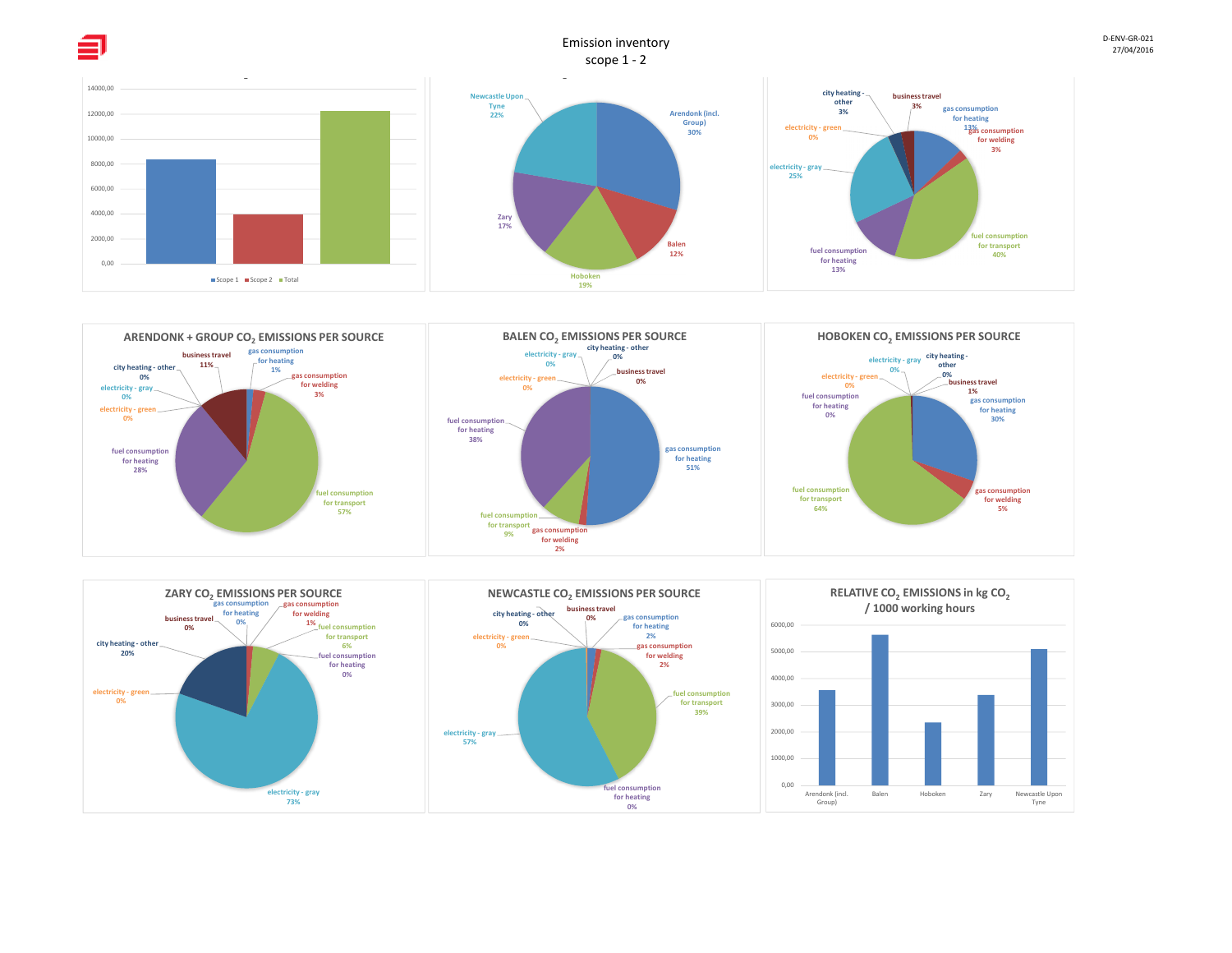# Emission inventory
## scope 1 - 2

D-ENV-GR-021
27/04/2016

| | Value |
|---|---|
| Scope 1 | ~8400 |
| Scope 2 | ~4000 |
| Total | ~12300 |

| Site | Share |
|---|---|
| Arendonk (incl. Group) | 30% |
| Balen | 12% |
| Hoboken | 19% |
| Zary | 17% |
| Newcastle Upon Tyne | 22% |

| Source | Share |
|---|---|
| gas consumption for heating | 13% |
| gas consumption for welding | 3% |
| fuel consumption for transport | 40% |
| fuel consumption for heating | 13% |
| electricity - gray | 25% |
| electricity - green | 0% |
| city heating - other | 3% |
| business travel | 3% |

### ARENDONK + GROUP $CO_2$ EMISSIONS PER SOURCE

| Source | Share |
|---|---|
| gas consumption for heating | 1% |
| gas consumption for welding | 3% |
| fuel consumption for transport | 57% |
| fuel consumption for heating | 28% |
| electricity - green | 0% |
| electricity - gray | 0% |
| city heating - other | 0% |
| business travel | 11% |

### BALEN $CO_2$ EMISSIONS PER SOURCE

| Source | Share |
|---|---|
| city heating - other | 0% |
| business travel | 0% |
| gas consumption for heating | 51% |
| gas consumption for welding | 2% |
| fuel consumption for transport | 9% |
| fuel consumption for heating | 38% |
| electricity - green | 0% |
| electricity - gray | 0% |

### HOBOKEN $CO_2$ EMISSIONS PER SOURCE

| Source | Share |
|---|---|
| electricity - gray | 0% |
| city heating - other | 0% |
| business travel | 1% |
| gas consumption for heating | 30% |
| gas consumption for welding | 5% |
| fuel consumption for transport | 64% |
| fuel consumption for heating | 0% |
| electricity - green | 0% |

### ZARY $CO_2$ EMISSIONS PER SOURCE

| Source | Share |
|---|---|
| gas consumption for heating | 0% |
| gas consumption for welding | 1% |
| fuel consumption for transport | 6% |
| fuel consumption for heating | 0% |
| electricity - gray | 73% |
| electricity - green | 0% |
| city heating - other | 20% |
| business travel | 0% |

### NEWCASTLE $CO_2$ EMISSIONS PER SOURCE

| Source | Share |
|---|---|
| business travel | 0% |
| gas consumption for heating | 2% |
| gas consumption for welding | 2% |
| fuel consumption for transport | 39% |
| fuel consumption for heating | 0% |
| electricity - gray | 57% |
| electricity - green | 0% |
| city heating - other | 0% |

### RELATIVE $CO_2$ EMISSIONS in kg $CO_2$ / 1000 working hours

| Site | Value |
|---|---|
| Arendonk (incl. Group) | ~3550 |
| Balen | ~5600 |
| Hoboken | ~2350 |
| Zary | ~3350 |
| Newcastle Upon Tyne | ~5100 |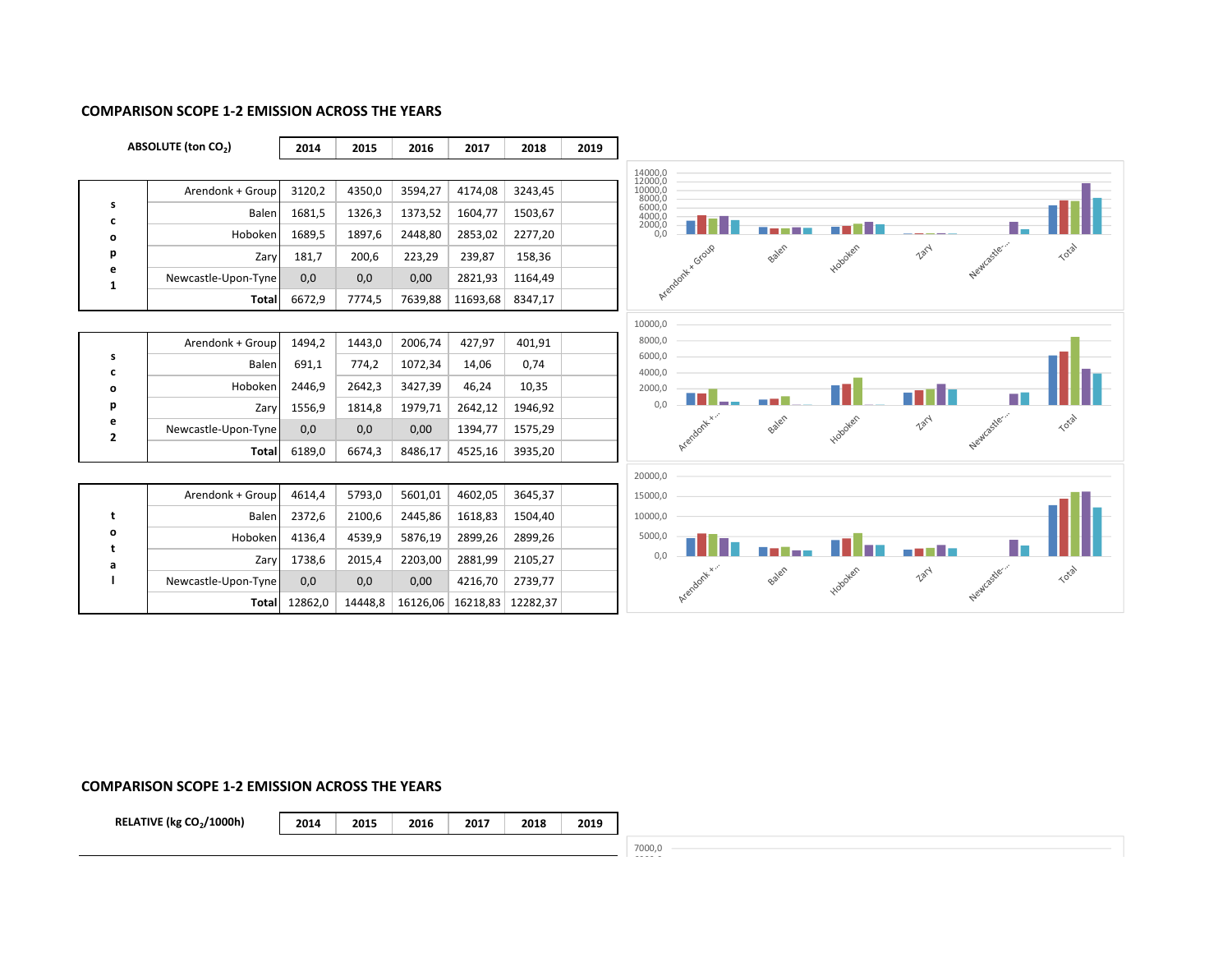## COMPARISON SCOPE 1-2 EMISSION ACROSS THE YEARS

| ABSOLUTE (ton $CO_2$) | | 2014 | 2015 | 2016 | 2017 | 2018 | 2019 |
|---|---|---|---|---|---|---|---|
| scope 1 | Arendonk + Group | 3120,2 | 4350,0 | 3594,27 | 4174,08 | 3243,45 | |
| | Balen | 1681,5 | 1326,3 | 1373,52 | 1604,77 | 1503,67 | |
| | Hoboken | 1689,5 | 1897,6 | 2448,80 | 2853,02 | 2277,20 | |
| | Zary | 181,7 | 200,6 | 223,29 | 239,87 | 158,36 | |
| | Newcastle-Upon-Tyne | 0,0 | 0,0 | 0,00 | 2821,93 | 1164,49 | |
| | **Total** | 6672,9 | 7774,5 | 7639,88 | 11693,68 | 8347,17 | |
| scope 2 | Arendonk + Group | 1494,2 | 1443,0 | 2006,74 | 427,97 | 401,91 | |
| | Balen | 691,1 | 774,2 | 1072,34 | 14,06 | 0,74 | |
| | Hoboken | 2446,9 | 2642,3 | 3427,39 | 46,24 | 10,35 | |
| | Zary | 1556,9 | 1814,8 | 1979,71 | 2642,12 | 1946,92 | |
| | Newcastle-Upon-Tyne | 0,0 | 0,0 | 0,00 | 1394,77 | 1575,29 | |
| | **Total** | 6189,0 | 6674,3 | 8486,17 | 4525,16 | 3935,20 | |
| total | Arendonk + Group | 4614,4 | 5793,0 | 5601,01 | 4602,05 | 3645,37 | |
| | Balen | 2372,6 | 2100,6 | 2445,86 | 1618,83 | 1504,40 | |
| | Hoboken | 4136,4 | 4539,9 | 5876,19 | 2899,26 | 2899,26 | |
| | Zary | 1738,6 | 2015,4 | 2203,00 | 2881,99 | 2105,27 | |
| | Newcastle-Upon-Tyne | 0,0 | 0,0 | 0,00 | 4216,70 | 2739,77 | |
| | **Total** | 12862,0 | 14448,8 | 16126,06 | 16218,83 | 12282,37 | |

## COMPARISON SCOPE 1-2 EMISSION ACROSS THE YEARS

| RELATIVE (kg $CO_2$/1000h) | 2014 | 2015 | 2016 | 2017 | 2018 | 2019 |
|---|---|---|---|---|---|---|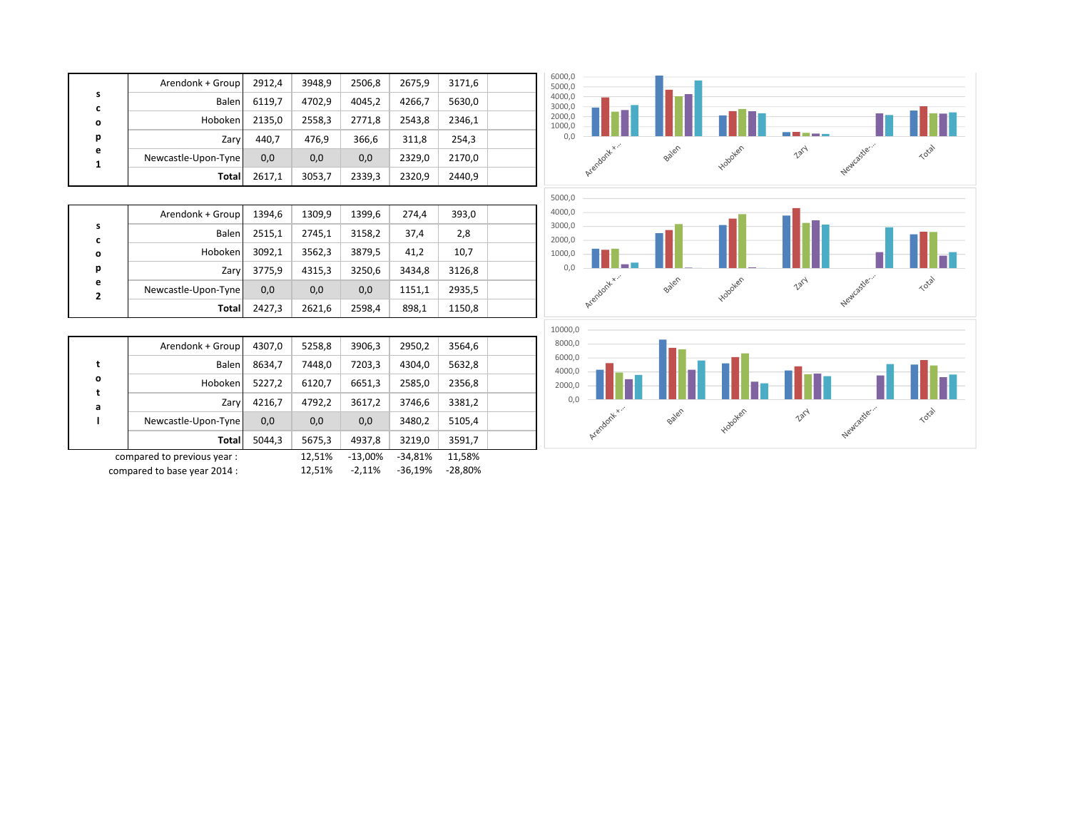| | | | | | | | |
|---|---|---|---|---|---|---|---|
| scope 1 | Arendonk + Group | 2912,4 | 3948,9 | 2506,8 | 2675,9 | 3171,6 | |
| | Balen | 6119,7 | 4702,9 | 4045,2 | 4266,7 | 5630,0 | |
| | Hoboken | 2135,0 | 2558,3 | 2771,8 | 2543,8 | 2346,1 | |
| | Zary | 440,7 | 476,9 | 366,6 | 311,8 | 254,3 | |
| | Newcastle-Upon-Tyne | 0,0 | 0,0 | 0,0 | 2329,0 | 2170,0 | |
| | **Total** | 2617,1 | 3053,7 | 2339,3 | 2320,9 | 2440,9 | |

| | | | | | | | |
|---|---|---|---|---|---|---|---|
| scope 2 | Arendonk + Group | 1394,6 | 1309,9 | 1399,6 | 274,4 | 393,0 | |
| | Balen | 2515,1 | 2745,1 | 3158,2 | 37,4 | 2,8 | |
| | Hoboken | 3092,1 | 3562,3 | 3879,5 | 41,2 | 10,7 | |
| | Zary | 3775,9 | 4315,3 | 3250,6 | 3434,8 | 3126,8 | |
| | Newcastle-Upon-Tyne | 0,0 | 0,0 | 0,0 | 1151,1 | 2935,5 | |
| | **Total** | 2427,3 | 2621,6 | 2598,4 | 898,1 | 1150,8 | |

| | | | | | | | |
|---|---|---|---|---|---|---|---|
| total | Arendonk + Group | 4307,0 | 5258,8 | 3906,3 | 2950,2 | 3564,6 | |
| | Balen | 8634,7 | 7448,0 | 7203,3 | 4304,0 | 5632,8 | |
| | Hoboken | 5227,2 | 6120,7 | 6651,3 | 2585,0 | 2356,8 | |
| | Zary | 4216,7 | 4792,2 | 3617,2 | 3746,6 | 3381,2 | |
| | Newcastle-Upon-Tyne | 0,0 | 0,0 | 0,0 | 3480,2 | 5105,4 | |
| | **Total** | 5044,3 | 5675,3 | 4937,8 | 3219,0 | 3591,7 | |
| | compared to previous year : | | 12,51% | -13,00% | -34,81% | 11,58% | |
| | compared to base year 2014 : | | 12,51% | -2,11% | -36,19% | -28,80% | |

6000,0
5000,0
4000,0
3000,0
2000,0
1000,0
0,0
Arendonk +...
Balen
Hoboken
Zary
Newcastle-...
Total

5000,0
4000,0
3000,0
2000,0
1000,0
0,0
Arendonk +...
Balen
Hoboken
Zary
Newcastle-...
Total

10000,0
8000,0
6000,0
4000,0
2000,0
0,0
Arendonk +...
Balen
Hoboken
Zary
Newcastle-...
Total